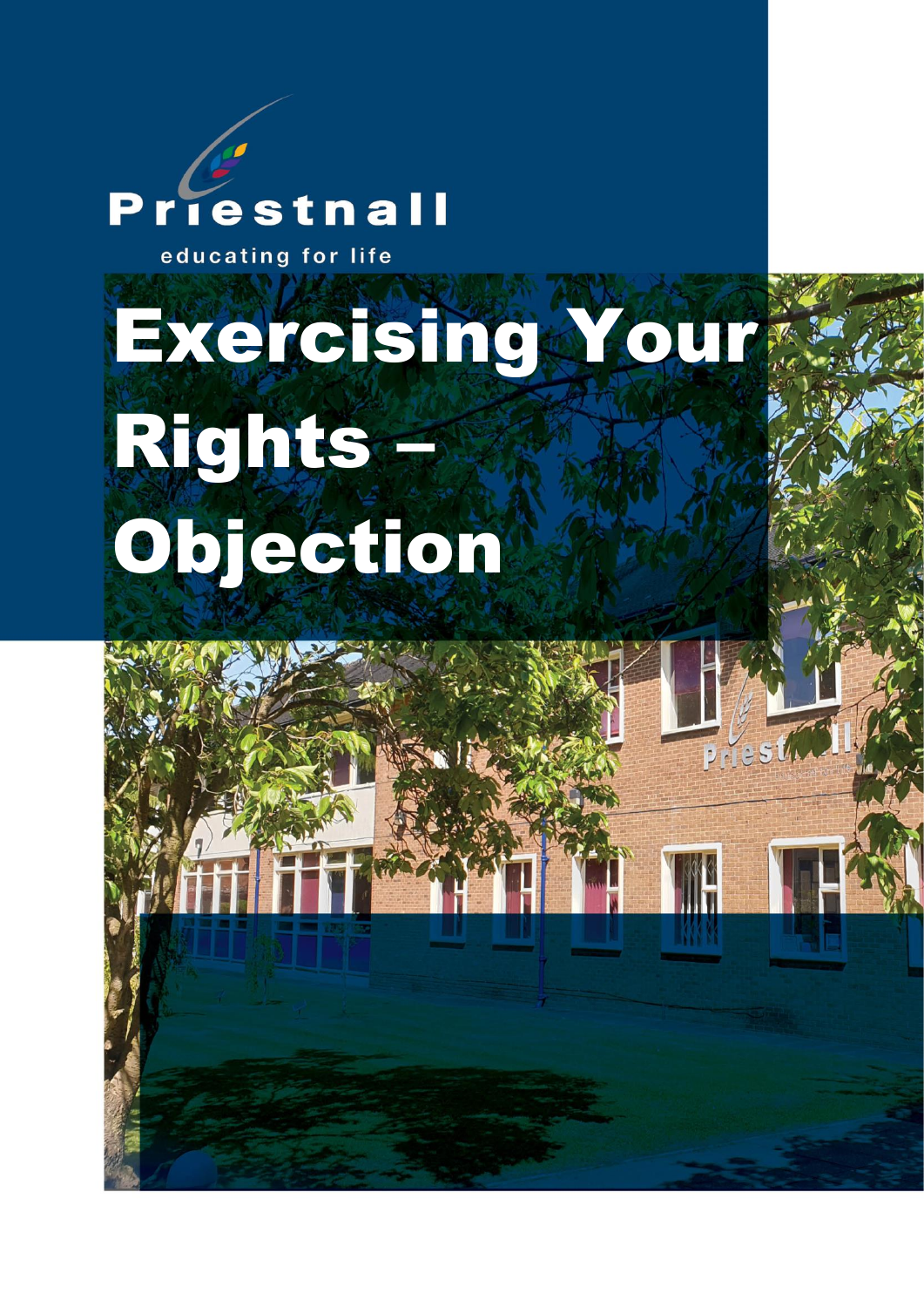Priestnall

educating for life

# Exercising Your Rights – Objection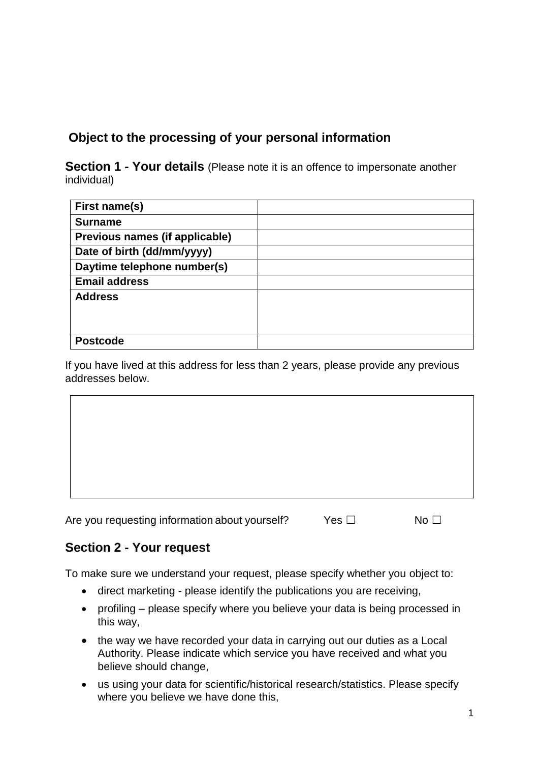## Object to the processing of your personal information

**Section 1 - Your details** (Please note it is an offence to impersonate another individual)

| **First name(s)** | |
|---|---|
| **Surname** | |
| **Previous names (if applicable)** | |
| **Date of birth (dd/mm/yyyy)** | |
| **Daytime telephone number(s)** | |
| **Email address** | |
| **Address** | |
| **Postcode** | |

If you have lived at this address for less than 2 years, please provide any previous addresses below.

| |
|---|
| |

Are you requesting information about yourself? Yes ☐ No ☐

## Section 2 - Your request

To make sure we understand your request, please specify whether you object to:

- direct marketing - please identify the publications you are receiving,
- profiling – please specify where you believe your data is being processed in this way,
- the way we have recorded your data in carrying out our duties as a Local Authority. Please indicate which service you have received and what you believe should change,
- us using your data for scientific/historical research/statistics. Please specify where you believe we have done this,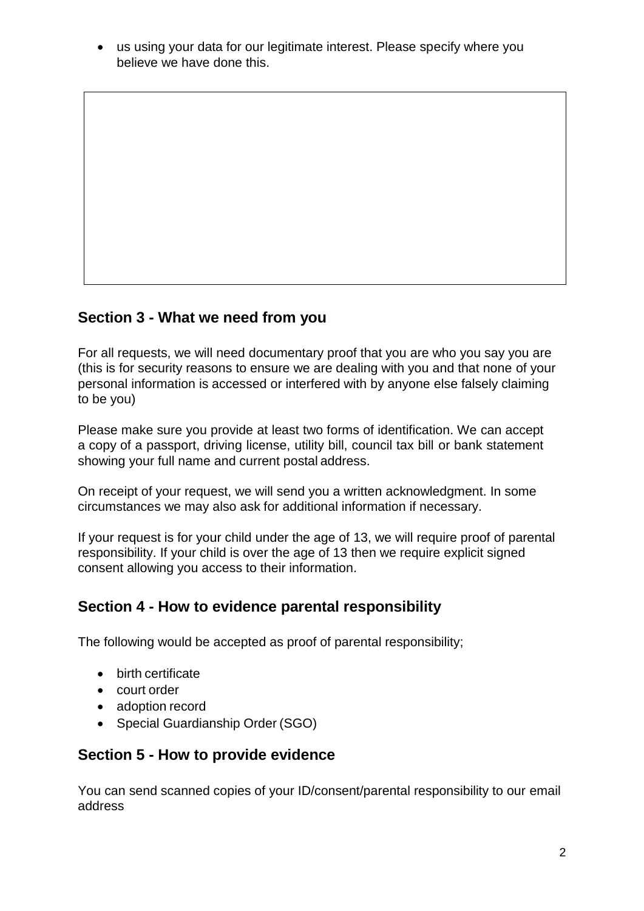- us using your data for our legitimate interest. Please specify where you believe we have done this.

## Section 3 - What we need from you

For all requests, we will need documentary proof that you are who you say you are (this is for security reasons to ensure we are dealing with you and that none of your personal information is accessed or interfered with by anyone else falsely claiming to be you)

Please make sure you provide at least two forms of identification. We can accept a copy of a passport, driving license, utility bill, council tax bill or bank statement showing your full name and current postal address.

On receipt of your request, we will send you a written acknowledgment. In some circumstances we may also ask for additional information if necessary.

If your request is for your child under the age of 13, we will require proof of parental responsibility. If your child is over the age of 13 then we require explicit signed consent allowing you access to their information.

## Section 4 - How to evidence parental responsibility

The following would be accepted as proof of parental responsibility;

- birth certificate
- court order
- adoption record
- Special Guardianship Order (SGO)

## Section 5 - How to provide evidence

You can send scanned copies of your ID/consent/parental responsibility to our email address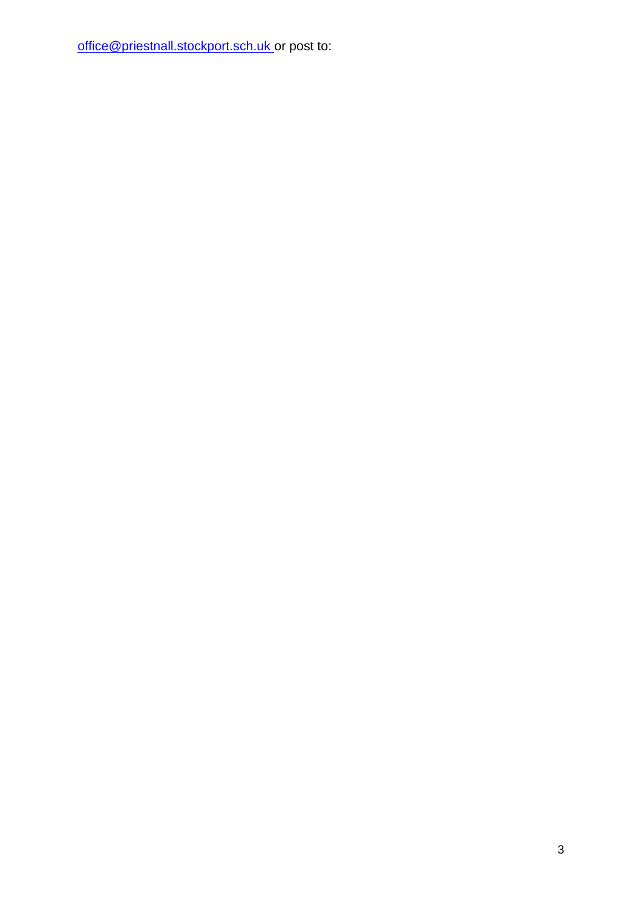[office@priestnall.stockport.sch.uk](mailto:office@priestnall.stockport.sch.uk) or post to: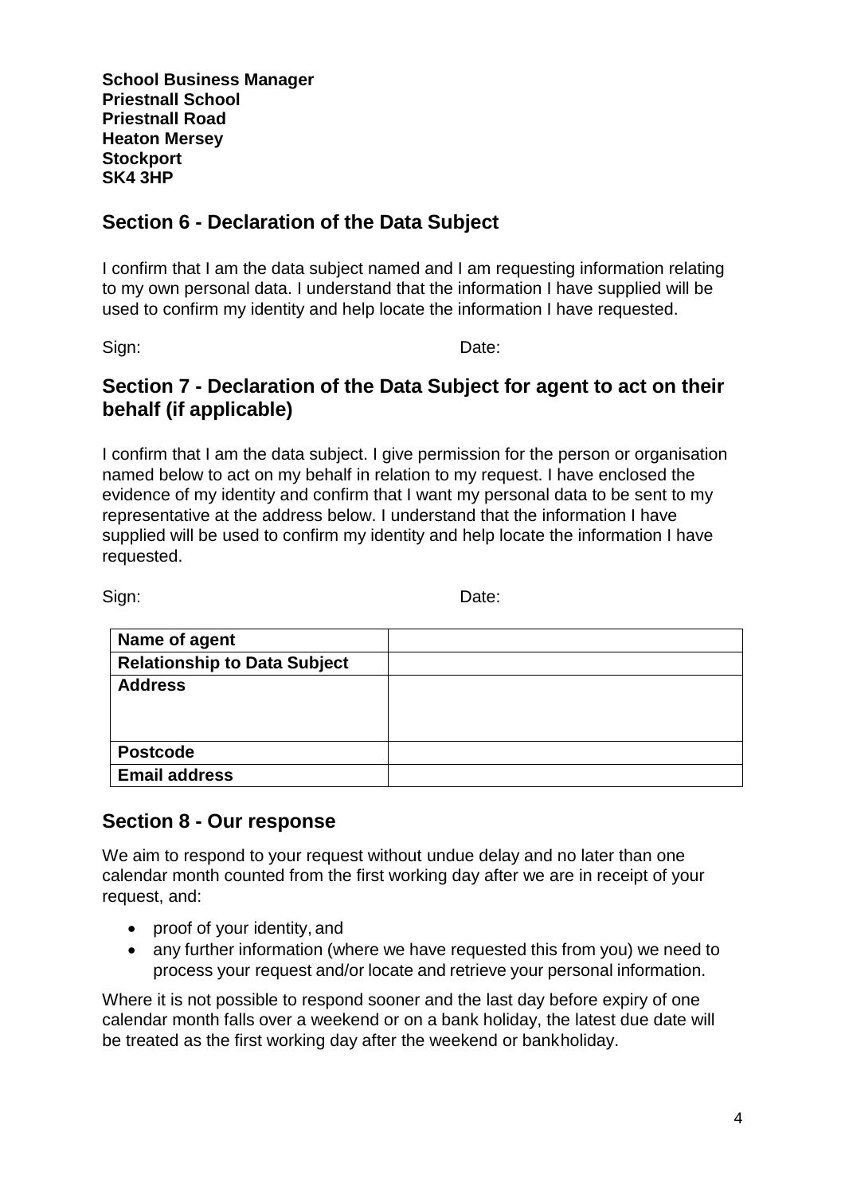**School Business Manager**
**Priestnall School**
**Priestnall Road**
**Heaton Mersey**
**Stockport**
**SK4 3HP**

## Section 6 - Declaration of the Data Subject

I confirm that I am the data subject named and I am requesting information relating to my own personal data. I understand that the information I have supplied will be used to confirm my identity and help locate the information I have requested.

Sign: Date:

## Section 7 - Declaration of the Data Subject for agent to act on their behalf (if applicable)

I confirm that I am the data subject. I give permission for the person or organisation named below to act on my behalf in relation to my request. I have enclosed the evidence of my identity and confirm that I want my personal data to be sent to my representative at the address below. I understand that the information I have supplied will be used to confirm my identity and help locate the information I have requested.

Sign: Date:

| **Name of agent** | |
|---|---|
| **Relationship to Data Subject** | |
| **Address** | |
| **Postcode** | |
| **Email address** | |

## Section 8 - Our response

We aim to respond to your request without undue delay and no later than one calendar month counted from the first working day after we are in receipt of your request, and:

- proof of your identity, and
- any further information (where we have requested this from you) we need to process your request and/or locate and retrieve your personal information.

Where it is not possible to respond sooner and the last day before expiry of one calendar month falls over a weekend or on a bank holiday, the latest due date will be treated as the first working day after the weekend or bank holiday.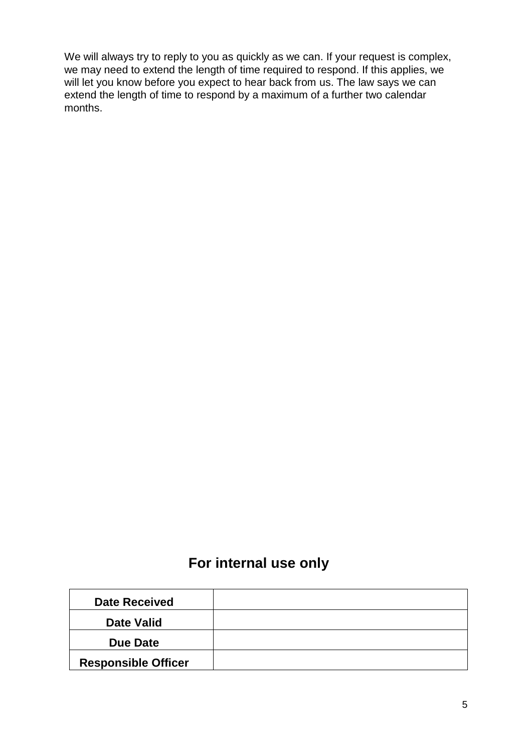We will always try to reply to you as quickly as we can. If your request is complex, we may need to extend the length of time required to respond. If this applies, we will let you know before you expect to hear back from us. The law says we can extend the length of time to respond by a maximum of a further two calendar months.

## For internal use only

| | |
|---|---|
| **Date Received** | |
| **Date Valid** | |
| **Due Date** | |
| **Responsible Officer** | |